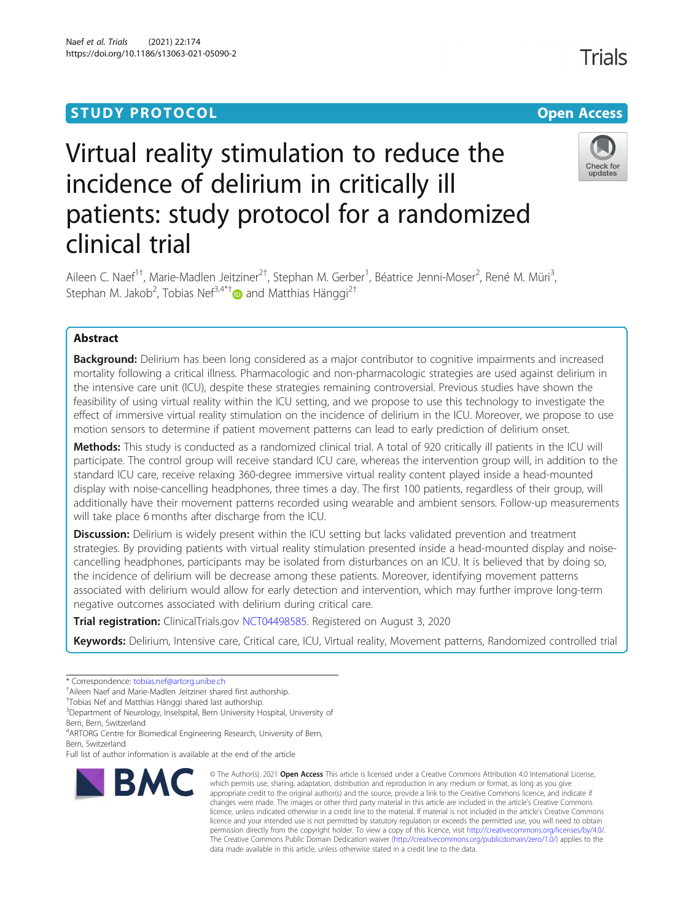STUDY PROTOCOL

Open Access

# Virtual reality stimulation to reduce the incidence of delirium in critically ill patients: study protocol for a randomized clinical trial

Aileen C. Naef[1†], Marie-Madlen Jeitziner[2†], Stephan M. Gerber[1], Béatrice Jenni-Moser[2], René M. Müri[3], Stephan M. Jakob[2], Tobias Nef[3,4*†] and Matthias Hänggi[2†]

## Abstract

**Background:** Delirium has been long considered as a major contributor to cognitive impairments and increased mortality following a critical illness. Pharmacologic and non-pharmacologic strategies are used against delirium in the intensive care unit (ICU), despite these strategies remaining controversial. Previous studies have shown the feasibility of using virtual reality within the ICU setting, and we propose to use this technology to investigate the effect of immersive virtual reality stimulation on the incidence of delirium in the ICU. Moreover, we propose to use motion sensors to determine if patient movement patterns can lead to early prediction of delirium onset.

**Methods:** This study is conducted as a randomized clinical trial. A total of 920 critically ill patients in the ICU will participate. The control group will receive standard ICU care, whereas the intervention group will, in addition to the standard ICU care, receive relaxing 360-degree immersive virtual reality content played inside a head-mounted display with noise-cancelling headphones, three times a day. The first 100 patients, regardless of their group, will additionally have their movement patterns recorded using wearable and ambient sensors. Follow-up measurements will take place 6 months after discharge from the ICU.

**Discussion:** Delirium is widely present within the ICU setting but lacks validated prevention and treatment strategies. By providing patients with virtual reality stimulation presented inside a head-mounted display and noise-cancelling headphones, participants may be isolated from disturbances on an ICU. It is believed that by doing so, the incidence of delirium will be decrease among these patients. Moreover, identifying movement patterns associated with delirium would allow for early detection and intervention, which may further improve long-term negative outcomes associated with delirium during critical care.

**Trial registration:** ClinicalTrials.gov NCT04498585. Registered on August 3, 2020

**Keywords:** Delirium, Intensive care, Critical care, ICU, Virtual reality, Movement patterns, Randomized controlled trial

---

* Correspondence: tobias.nef@artorg.unibe.ch

†Aileen Naef and Marie-Madlen Jeitziner shared first authorship.

†Tobias Nef and Matthias Hänggi shared last authorship.

[3]Department of Neurology, Inselspital, Bern University Hospital, University of Bern, Bern, Switzerland

[4]ARTORG Centre for Biomedical Engineering Research, University of Bern, Bern, Switzerland

Full list of author information is available at the end of the article

© The Author(s). 2021 **Open Access** This article is licensed under a Creative Commons Attribution 4.0 International License, which permits use, sharing, adaptation, distribution and reproduction in any medium or format, as long as you give appropriate credit to the original author(s) and the source, provide a link to the Creative Commons licence, and indicate if changes were made. The images or other third party material in this article are included in the article's Creative Commons licence, unless indicated otherwise in a credit line to the material. If material is not included in the article's Creative Commons licence and your intended use is not permitted by statutory regulation or exceeds the permitted use, you will need to obtain permission directly from the copyright holder. To view a copy of this licence, visit http://creativecommons.org/licenses/by/4.0/. The Creative Commons Public Domain Dedication waiver (http://creativecommons.org/publicdomain/zero/1.0/) applies to the data made available in this article, unless otherwise stated in a credit line to the data.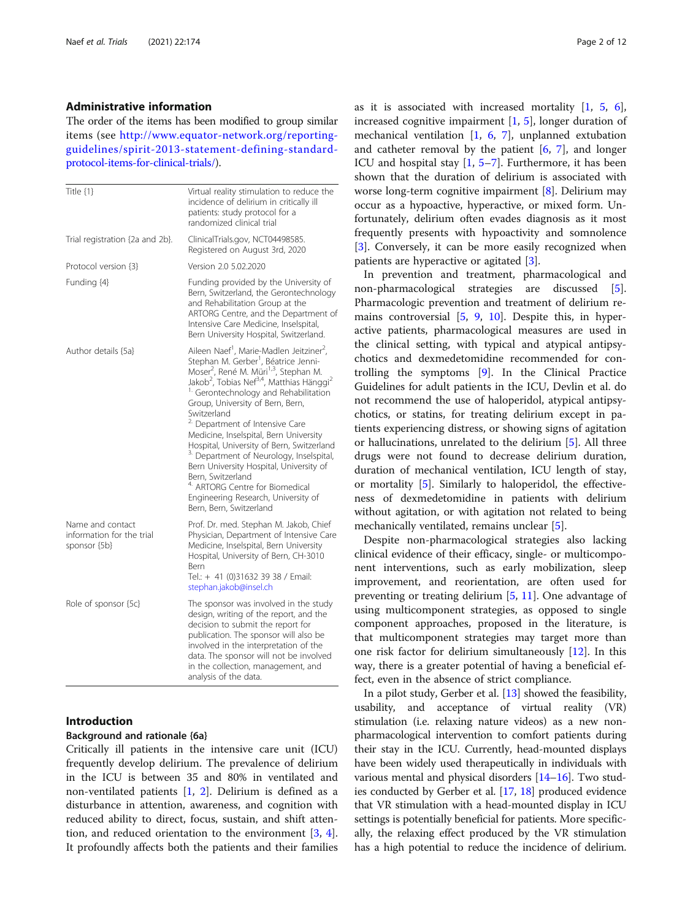## Administrative information

The order of the items has been modified to group similar items (see http://www.equator-network.org/reporting-guidelines/spirit-2013-statement-defining-standard-protocol-items-for-clinical-trials/).

| | |
|---|---|
| Title {1} | Virtual reality stimulation to reduce the incidence of delirium in critically ill patients: study protocol for a randomized clinical trial |
| Trial registration {2a and 2b}. | ClinicalTrials.gov, NCT04498585. Registered on August 3rd, 2020 |
| Protocol version {3} | Version 2.0 5.02.2020 |
| Funding {4} | Funding provided by the University of Bern, Switzerland, the Gerontechnology and Rehabilitation Group at the ARTORG Centre, and the Department of Intensive Care Medicine, Inselspital, Bern University Hospital, Switzerland. |
| Author details {5a} | Aileen Naef[1], Marie-Madlen Jeitziner[2], Stephan M. Gerber[1], Béatrice Jenni-Moser[2], René M. Müri[1,3], Stephan M. Jakob[2], Tobias Nef[3,4], Matthias Hänggi[2] <br> [1] Gerontechnology and Rehabilitation Group, University of Bern, Bern, Switzerland <br> [2] Department of Intensive Care Medicine, Inselspital, Bern University Hospital, University of Bern, Switzerland <br> [3] Department of Neurology, Inselspital, Bern University Hospital, University of Bern, Switzerland <br> [4] ARTORG Centre for Biomedical Engineering Research, University of Bern, Bern, Switzerland |
| Name and contact information for the trial sponsor {5b} | Prof. Dr. med. Stephan M. Jakob, Chief Physician, Department of Intensive Care Medicine, Inselspital, Bern University Hospital, University of Bern, CH-3010 Bern <br> Tel.: + 41 (0)31632 39 38 / Email: stephan.jakob@insel.ch |
| Role of sponsor {5c} | The sponsor was involved in the study design, writing of the report, and the decision to submit the report for publication. The sponsor will also be involved in the interpretation of the data. The sponsor will not be involved in the collection, management, and analysis of the data. |

## Introduction

### Background and rationale {6a}

Critically ill patients in the intensive care unit (ICU) frequently develop delirium. The prevalence of delirium in the ICU is between 35 and 80% in ventilated and non-ventilated patients [1, 2]. Delirium is defined as a disturbance in attention, awareness, and cognition with reduced ability to direct, focus, sustain, and shift attention, and reduced orientation to the environment [3, 4]. It profoundly affects both the patients and their families as it is associated with increased mortality [1, 5, 6], increased cognitive impairment [1, 5], longer duration of mechanical ventilation [1, 6, 7], unplanned extubation and catheter removal by the patient [6, 7], and longer ICU and hospital stay [1, 5–7]. Furthermore, it has been shown that the duration of delirium is associated with worse long-term cognitive impairment [8]. Delirium may occur as a hypoactive, hyperactive, or mixed form. Unfortunately, delirium often evades diagnosis as it most frequently presents with hypoactivity and somnolence [3]. Conversely, it can be more easily recognized when patients are hyperactive or agitated [3].

In prevention and treatment, pharmacological and non-pharmacological strategies are discussed [5]. Pharmacologic prevention and treatment of delirium remains controversial [5, 9, 10]. Despite this, in hyperactive patients, pharmacological measures are used in the clinical setting, with typical and atypical antipsychotics and dexmedetomidine recommended for controlling the symptoms [9]. In the Clinical Practice Guidelines for adult patients in the ICU, Devlin et al. do not recommend the use of haloperidol, atypical antipsychotics, or statins, for treating delirium except in patients experiencing distress, or showing signs of agitation or hallucinations, unrelated to the delirium [5]. All three drugs were not found to decrease delirium duration, duration of mechanical ventilation, ICU length of stay, or mortality [5]. Similarly to haloperidol, the effectiveness of dexmedetomidine in patients with delirium without agitation, or with agitation not related to being mechanically ventilated, remains unclear [5].

Despite non-pharmacological strategies also lacking clinical evidence of their efficacy, single- or multicomponent interventions, such as early mobilization, sleep improvement, and reorientation, are often used for preventing or treating delirium [5, 11]. One advantage of using multicomponent strategies, as opposed to single component approaches, proposed in the literature, is that multicomponent strategies may target more than one risk factor for delirium simultaneously [12]. In this way, there is a greater potential of having a beneficial effect, even in the absence of strict compliance.

In a pilot study, Gerber et al. [13] showed the feasibility, usability, and acceptance of virtual reality (VR) stimulation (i.e. relaxing nature videos) as a new non-pharmacological intervention to comfort patients during their stay in the ICU. Currently, head-mounted displays have been widely used therapeutically in individuals with various mental and physical disorders [14–16]. Two studies conducted by Gerber et al. [17, 18] produced evidence that VR stimulation with a head-mounted display in ICU settings is potentially beneficial for patients. More specifically, the relaxing effect produced by the VR stimulation has a high potential to reduce the incidence of delirium.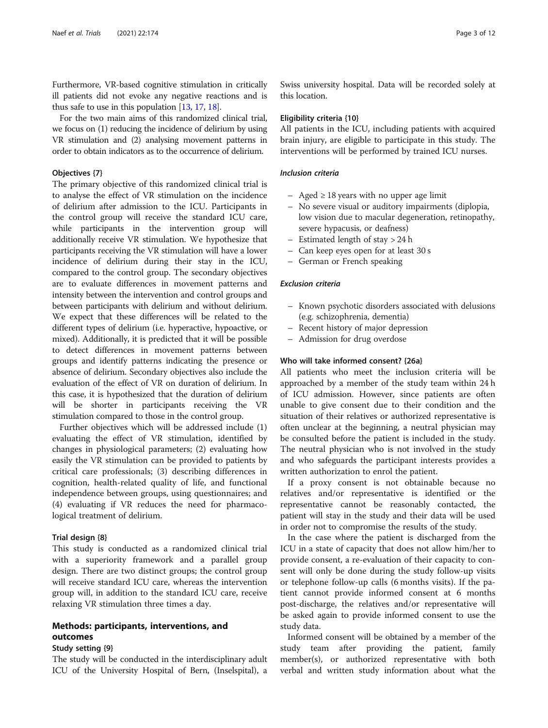Furthermore, VR-based cognitive stimulation in critically ill patients did not evoke any negative reactions and is thus safe to use in this population [13, 17, 18].

For the two main aims of this randomized clinical trial, we focus on (1) reducing the incidence of delirium by using VR stimulation and (2) analysing movement patterns in order to obtain indicators as to the occurrence of delirium.

### Objectives {7}

The primary objective of this randomized clinical trial is to analyse the effect of VR stimulation on the incidence of delirium after admission to the ICU. Participants in the control group will receive the standard ICU care, while participants in the intervention group will additionally receive VR stimulation. We hypothesize that participants receiving the VR stimulation will have a lower incidence of delirium during their stay in the ICU, compared to the control group. The secondary objectives are to evaluate differences in movement patterns and intensity between the intervention and control groups and between participants with delirium and without delirium. We expect that these differences will be related to the different types of delirium (i.e. hyperactive, hypoactive, or mixed). Additionally, it is predicted that it will be possible to detect differences in movement patterns between groups and identify patterns indicating the presence or absence of delirium. Secondary objectives also include the evaluation of the effect of VR on duration of delirium. In this case, it is hypothesized that the duration of delirium will be shorter in participants receiving the VR stimulation compared to those in the control group.

Further objectives which will be addressed include (1) evaluating the effect of VR stimulation, identified by changes in physiological parameters; (2) evaluating how easily the VR stimulation can be provided to patients by critical care professionals; (3) describing differences in cognition, health-related quality of life, and functional independence between groups, using questionnaires; and (4) evaluating if VR reduces the need for pharmacological treatment of delirium.

### Trial design {8}

This study is conducted as a randomized clinical trial with a superiority framework and a parallel group design. There are two distinct groups; the control group will receive standard ICU care, whereas the intervention group will, in addition to the standard ICU care, receive relaxing VR stimulation three times a day.

## Methods: participants, interventions, and outcomes

### Study setting {9}

The study will be conducted in the interdisciplinary adult ICU of the University Hospital of Bern, (Inselspital), a Swiss university hospital. Data will be recorded solely at this location.

### Eligibility criteria {10}

All patients in the ICU, including patients with acquired brain injury, are eligible to participate in this study. The interventions will be performed by trained ICU nurses.

#### *Inclusion criteria*

- Aged ≥ 18 years with no upper age limit
- No severe visual or auditory impairments (diplopia, low vision due to macular degeneration, retinopathy, severe hypacusis, or deafness)
- Estimated length of stay > 24 h
- Can keep eyes open for at least 30 s
- German or French speaking

#### *Exclusion criteria*

- Known psychotic disorders associated with delusions (e.g. schizophrenia, dementia)
- Recent history of major depression
- Admission for drug overdose

### Who will take informed consent? {26a}

All patients who meet the inclusion criteria will be approached by a member of the study team within 24 h of ICU admission. However, since patients are often unable to give consent due to their condition and the situation of their relatives or authorized representative is often unclear at the beginning, a neutral physician may be consulted before the patient is included in the study. The neutral physician who is not involved in the study and who safeguards the participant interests provides a written authorization to enrol the patient.

If a proxy consent is not obtainable because no relatives and/or representative is identified or the representative cannot be reasonably contacted, the patient will stay in the study and their data will be used in order not to compromise the results of the study.

In the case where the patient is discharged from the ICU in a state of capacity that does not allow him/her to provide consent, a re-evaluation of their capacity to consent will only be done during the study follow-up visits or telephone follow-up calls (6 months visits). If the patient cannot provide informed consent at 6 months post-discharge, the relatives and/or representative will be asked again to provide informed consent to use the study data.

Informed consent will be obtained by a member of the study team after providing the patient, family member(s), or authorized representative with both verbal and written study information about what the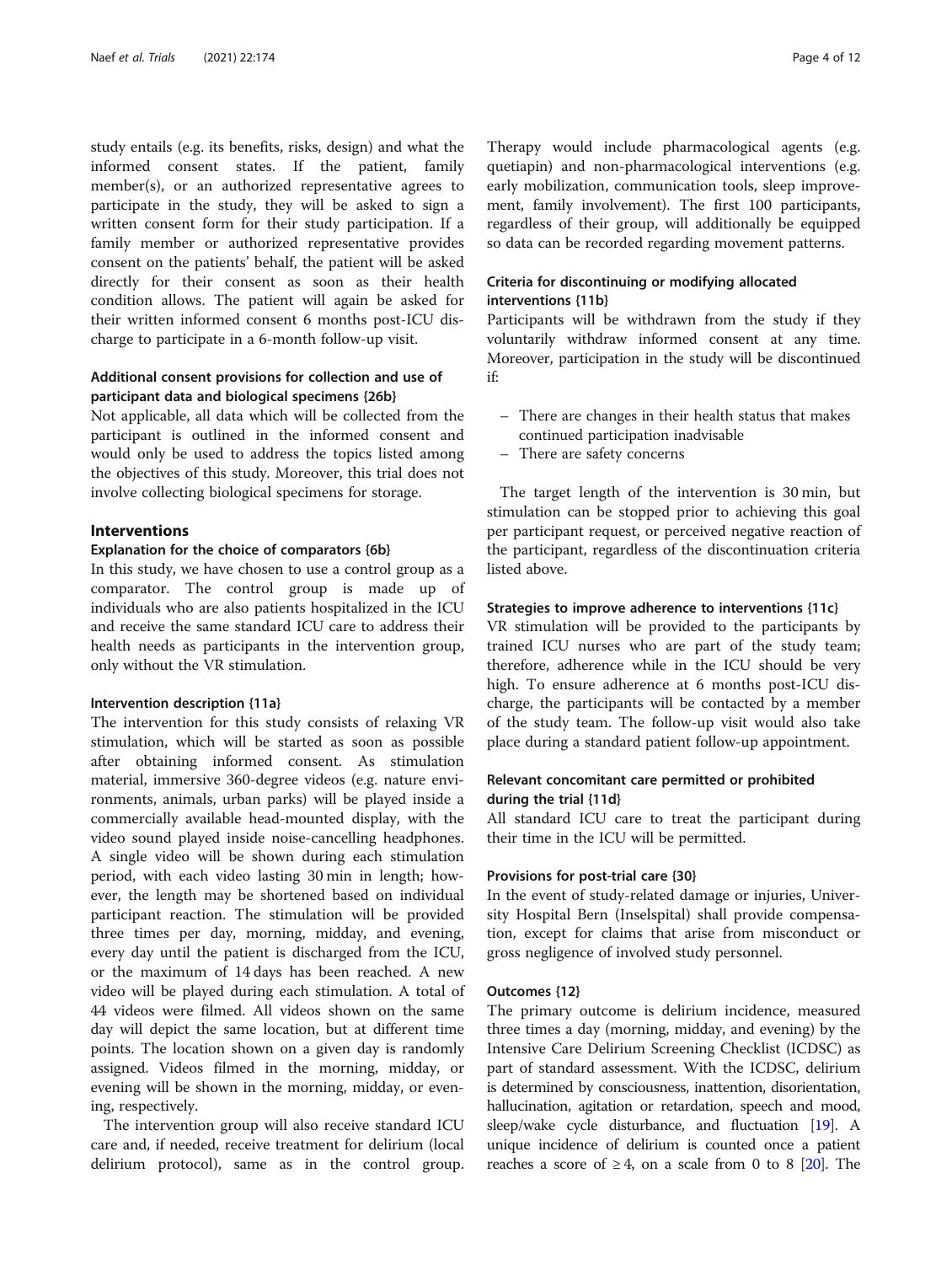study entails (e.g. its benefits, risks, design) and what the informed consent states. If the patient, family member(s), or an authorized representative agrees to participate in the study, they will be asked to sign a written consent form for their study participation. If a family member or authorized representative provides consent on the patients' behalf, the patient will be asked directly for their consent as soon as their health condition allows. The patient will again be asked for their written informed consent 6 months post-ICU discharge to participate in a 6-month follow-up visit.

### Additional consent provisions for collection and use of participant data and biological specimens {26b}

Not applicable, all data which will be collected from the participant is outlined in the informed consent and would only be used to address the topics listed among the objectives of this study. Moreover, this trial does not involve collecting biological specimens for storage.

## Interventions

### Explanation for the choice of comparators {6b}

In this study, we have chosen to use a control group as a comparator. The control group is made up of individuals who are also patients hospitalized in the ICU and receive the same standard ICU care to address their health needs as participants in the intervention group, only without the VR stimulation.

### Intervention description {11a}

The intervention for this study consists of relaxing VR stimulation, which will be started as soon as possible after obtaining informed consent. As stimulation material, immersive 360-degree videos (e.g. nature environments, animals, urban parks) will be played inside a commercially available head-mounted display, with the video sound played inside noise-cancelling headphones. A single video will be shown during each stimulation period, with each video lasting 30 min in length; however, the length may be shortened based on individual participant reaction. The stimulation will be provided three times per day, morning, midday, and evening, every day until the patient is discharged from the ICU, or the maximum of 14 days has been reached. A new video will be played during each stimulation. A total of 44 videos were filmed. All videos shown on the same day will depict the same location, but at different time points. The location shown on a given day is randomly assigned. Videos filmed in the morning, midday, or evening will be shown in the morning, midday, or evening, respectively.

The intervention group will also receive standard ICU care and, if needed, receive treatment for delirium (local delirium protocol), same as in the control group. Therapy would include pharmacological agents (e.g. quetiapin) and non-pharmacological interventions (e.g. early mobilization, communication tools, sleep improvement, family involvement). The first 100 participants, regardless of their group, will additionally be equipped so data can be recorded regarding movement patterns.

### Criteria for discontinuing or modifying allocated interventions {11b}

Participants will be withdrawn from the study if they voluntarily withdraw informed consent at any time. Moreover, participation in the study will be discontinued if:

- There are changes in their health status that makes continued participation inadvisable
- There are safety concerns

The target length of the intervention is 30 min, but stimulation can be stopped prior to achieving this goal per participant request, or perceived negative reaction of the participant, regardless of the discontinuation criteria listed above.

### Strategies to improve adherence to interventions {11c}

VR stimulation will be provided to the participants by trained ICU nurses who are part of the study team; therefore, adherence while in the ICU should be very high. To ensure adherence at 6 months post-ICU discharge, the participants will be contacted by a member of the study team. The follow-up visit would also take place during a standard patient follow-up appointment.

### Relevant concomitant care permitted or prohibited during the trial {11d}

All standard ICU care to treat the participant during their time in the ICU will be permitted.

### Provisions for post-trial care {30}

In the event of study-related damage or injuries, University Hospital Bern (Inselspital) shall provide compensation, except for claims that arise from misconduct or gross negligence of involved study personnel.

### Outcomes {12}

The primary outcome is delirium incidence, measured three times a day (morning, midday, and evening) by the Intensive Care Delirium Screening Checklist (ICDSC) as part of standard assessment. With the ICDSC, delirium is determined by consciousness, inattention, disorientation, hallucination, agitation or retardation, speech and mood, sleep/wake cycle disturbance, and fluctuation [19]. A unique incidence of delirium is counted once a patient reaches a score of $\geq 4$, on a scale from 0 to 8 [20]. The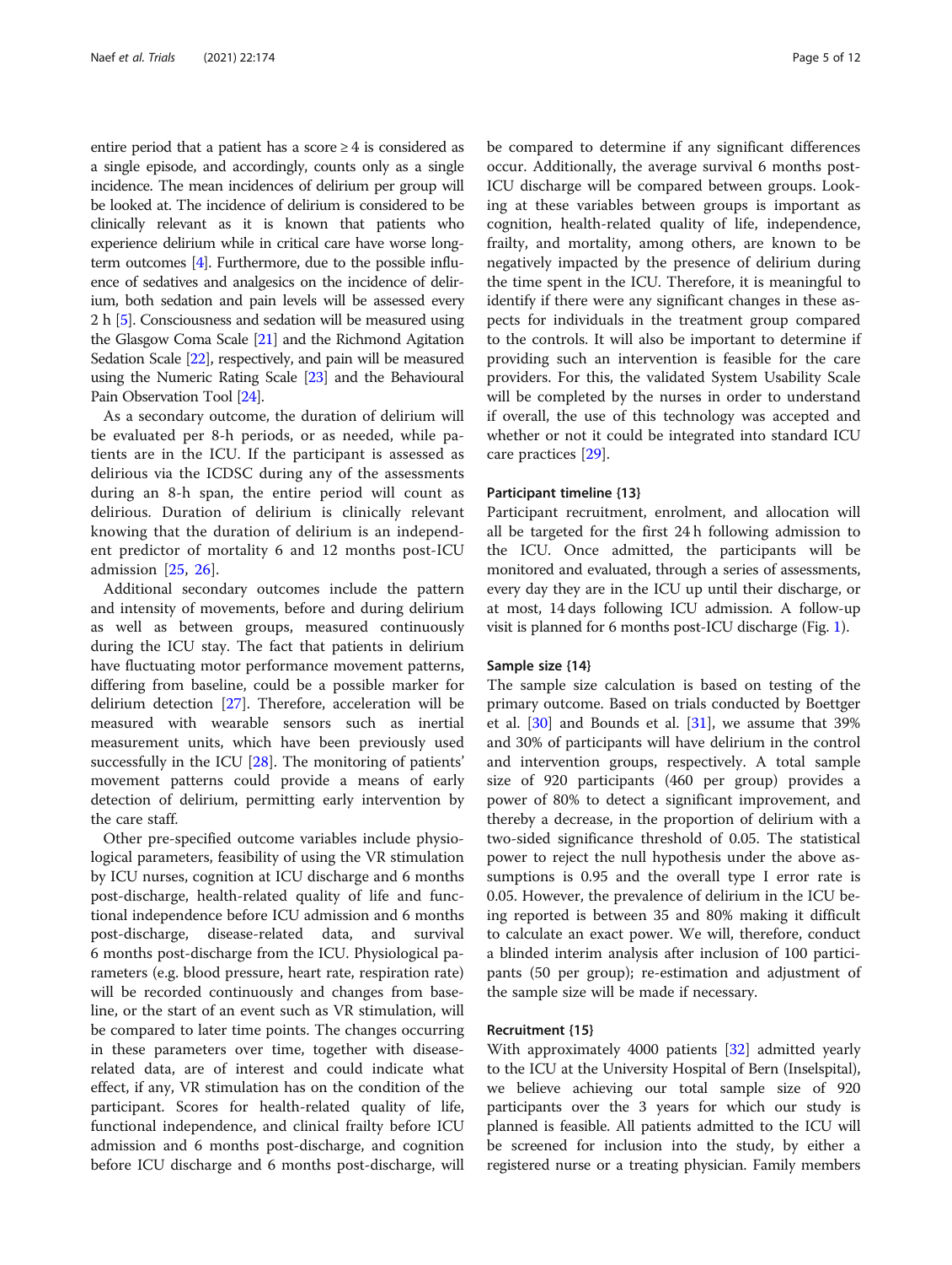entire period that a patient has a score ≥ 4 is considered as a single episode, and accordingly, counts only as a single incidence. The mean incidences of delirium per group will be looked at. The incidence of delirium is considered to be clinically relevant as it is known that patients who experience delirium while in critical care have worse long-term outcomes [4]. Furthermore, due to the possible influence of sedatives and analgesics on the incidence of delirium, both sedation and pain levels will be assessed every 2 h [5]. Consciousness and sedation will be measured using the Glasgow Coma Scale [21] and the Richmond Agitation Sedation Scale [22], respectively, and pain will be measured using the Numeric Rating Scale [23] and the Behavioural Pain Observation Tool [24].

As a secondary outcome, the duration of delirium will be evaluated per 8-h periods, or as needed, while patients are in the ICU. If the participant is assessed as delirious via the ICDSC during any of the assessments during an 8-h span, the entire period will count as delirious. Duration of delirium is clinically relevant knowing that the duration of delirium is an independent predictor of mortality 6 and 12 months post-ICU admission [25, 26].

Additional secondary outcomes include the pattern and intensity of movements, before and during delirium as well as between groups, measured continuously during the ICU stay. The fact that patients in delirium have fluctuating motor performance movement patterns, differing from baseline, could be a possible marker for delirium detection [27]. Therefore, acceleration will be measured with wearable sensors such as inertial measurement units, which have been previously used successfully in the ICU [28]. The monitoring of patients' movement patterns could provide a means of early detection of delirium, permitting early intervention by the care staff.

Other pre-specified outcome variables include physiological parameters, feasibility of using the VR stimulation by ICU nurses, cognition at ICU discharge and 6 months post-discharge, health-related quality of life and functional independence before ICU admission and 6 months post-discharge, disease-related data, and survival 6 months post-discharge from the ICU. Physiological parameters (e.g. blood pressure, heart rate, respiration rate) will be recorded continuously and changes from baseline, or the start of an event such as VR stimulation, will be compared to later time points. The changes occurring in these parameters over time, together with disease-related data, are of interest and could indicate what effect, if any, VR stimulation has on the condition of the participant. Scores for health-related quality of life, functional independence, and clinical frailty before ICU admission and 6 months post-discharge, and cognition before ICU discharge and 6 months post-discharge, will be compared to determine if any significant differences occur. Additionally, the average survival 6 months post-ICU discharge will be compared between groups. Looking at these variables between groups is important as cognition, health-related quality of life, independence, frailty, and mortality, among others, are known to be negatively impacted by the presence of delirium during the time spent in the ICU. Therefore, it is meaningful to identify if there were any significant changes in these aspects for individuals in the treatment group compared to the controls. It will also be important to determine if providing such an intervention is feasible for the care providers. For this, the validated System Usability Scale will be completed by the nurses in order to understand if overall, the use of this technology was accepted and whether or not it could be integrated into standard ICU care practices [29].

#### Participant timeline {13}

Participant recruitment, enrolment, and allocation will all be targeted for the first 24 h following admission to the ICU. Once admitted, the participants will be monitored and evaluated, through a series of assessments, every day they are in the ICU up until their discharge, or at most, 14 days following ICU admission. A follow-up visit is planned for 6 months post-ICU discharge (Fig. 1).

#### Sample size {14}

The sample size calculation is based on testing of the primary outcome. Based on trials conducted by Boettger et al. [30] and Bounds et al. [31], we assume that 39% and 30% of participants will have delirium in the control and intervention groups, respectively. A total sample size of 920 participants (460 per group) provides a power of 80% to detect a significant improvement, and thereby a decrease, in the proportion of delirium with a two-sided significance threshold of 0.05. The statistical power to reject the null hypothesis under the above assumptions is 0.95 and the overall type I error rate is 0.05. However, the prevalence of delirium in the ICU being reported is between 35 and 80% making it difficult to calculate an exact power. We will, therefore, conduct a blinded interim analysis after inclusion of 100 participants (50 per group); re-estimation and adjustment of the sample size will be made if necessary.

#### Recruitment {15}

With approximately 4000 patients [32] admitted yearly to the ICU at the University Hospital of Bern (Inselspital), we believe achieving our total sample size of 920 participants over the 3 years for which our study is planned is feasible. All patients admitted to the ICU will be screened for inclusion into the study, by either a registered nurse or a treating physician. Family members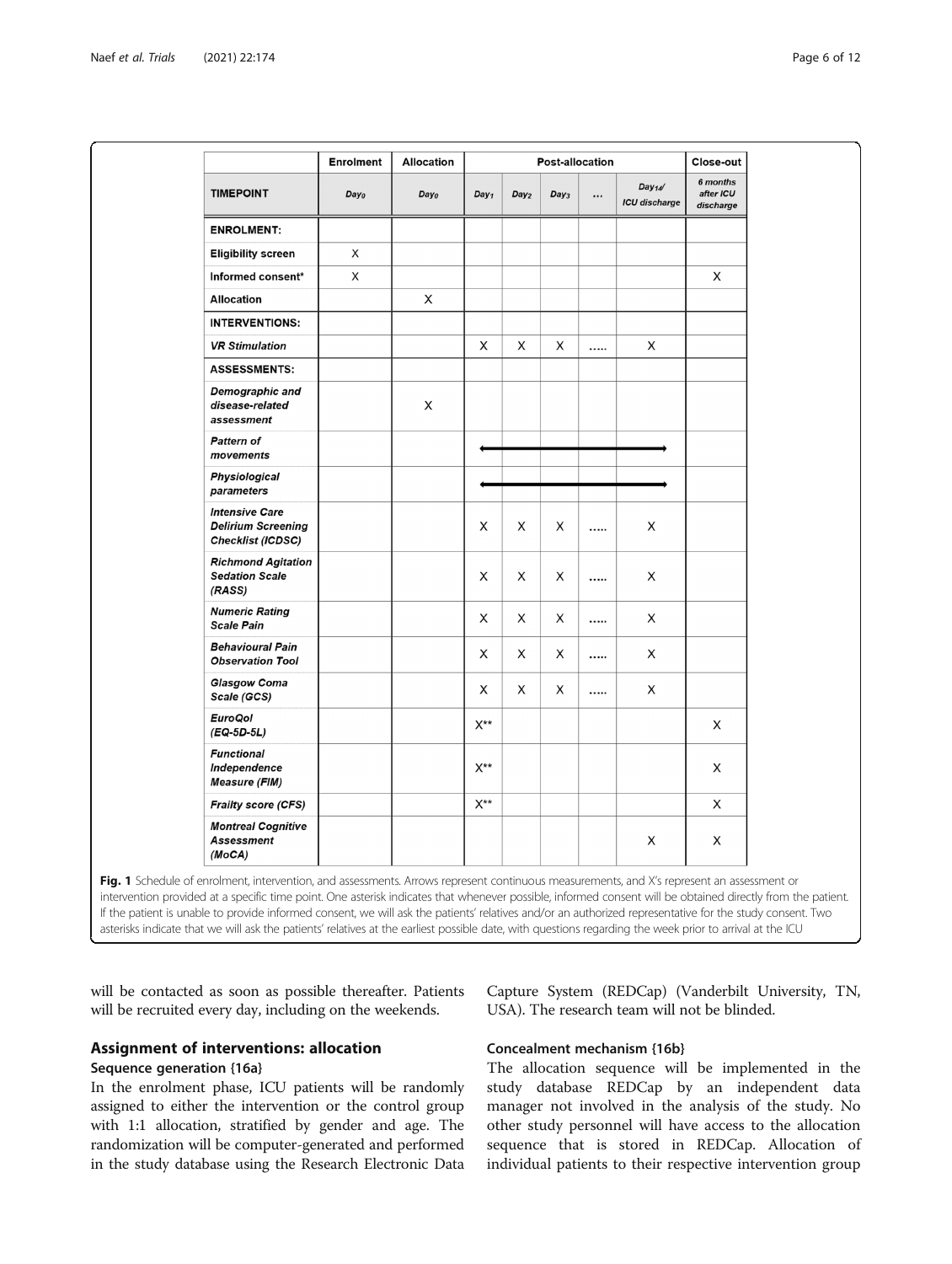|  | Enrolment | Allocation | Post-allocation |  |  |  |  | Close-out |
|---|---|---|---|---|---|---|---|---|
| **TIMEPOINT** | *Day₀* | *Day₀* | *Day₁* | *Day₂* | *Day₃* | ... | *Day₁₄/ ICU discharge* | *6 months after ICU discharge* |
| **ENROLMENT:** |  |  |  |  |  |  |  |  |
| **Eligibility screen** | X |  |  |  |  |  |  |  |
| **Informed consent*** | X |  |  |  |  |  |  | X |
| **Allocation** |  | X |  |  |  |  |  |  |
| **INTERVENTIONS:** |  |  |  |  |  |  |  |  |
| ***VR Stimulation*** |  |  | X | X | X | ..... | X |  |
| **ASSESSMENTS:** |  |  |  |  |  |  |  |  |
| ***Demographic and disease-related assessment*** |  | X |  |  |  |  |  |  |
| ***Pattern of movements*** |  |  | ⟵ | ⟶ | ⟶ | ⟶ | ⟶ |  |
| ***Physiological parameters*** |  |  | ⟵ | ⟶ | ⟶ | ⟶ | ⟶ |  |
| ***Intensive Care Delirium Screening Checklist (ICDSC)*** |  |  | X | X | X | ..... | X |  |
| ***Richmond Agitation Sedation Scale (RASS)*** |  |  | X | X | X | ..... | X |  |
| ***Numeric Rating Scale Pain*** |  |  | X | X | X | ..... | X |  |
| ***Behavioural Pain Observation Tool*** |  |  | X | X | X | ..... | X |  |
| ***Glasgow Coma Scale (GCS)*** |  |  | X | X | X | ..... | X |  |
| ***EuroQol (EQ-5D-5L)*** |  |  | X** |  |  |  |  | X |
| ***Functional Independence Measure (FIM)*** |  |  | X** |  |  |  |  | X |
| ***Frailty score (CFS)*** |  |  | X** |  |  |  |  | X |
| ***Montreal Cognitive Assessment (MoCA)*** |  |  |  |  |  |  | X | X |

**Fig. 1** Schedule of enrolment, intervention, and assessments. Arrows represent continuous measurements, and X's represent an assessment or intervention provided at a specific time point. One asterisk indicates that whenever possible, informed consent will be obtained directly from the patient. If the patient is unable to provide informed consent, we will ask the patients' relatives and/or an authorized representative for the study consent. Two asterisks indicate that we will ask the patients' relatives at the earliest possible date, with questions regarding the week prior to arrival at the ICU

will be contacted as soon as possible thereafter. Patients will be recruited every day, including on the weekends.

## Assignment of interventions: allocation

### Sequence generation {16a}

In the enrolment phase, ICU patients will be randomly assigned to either the intervention or the control group with 1:1 allocation, stratified by gender and age. The randomization will be computer-generated and performed in the study database using the Research Electronic Data Capture System (REDCap) (Vanderbilt University, TN, USA). The research team will not be blinded.

### Concealment mechanism {16b}

The allocation sequence will be implemented in the study database REDCap by an independent data manager not involved in the analysis of the study. No other study personnel will have access to the allocation sequence that is stored in REDCap. Allocation of individual patients to their respective intervention group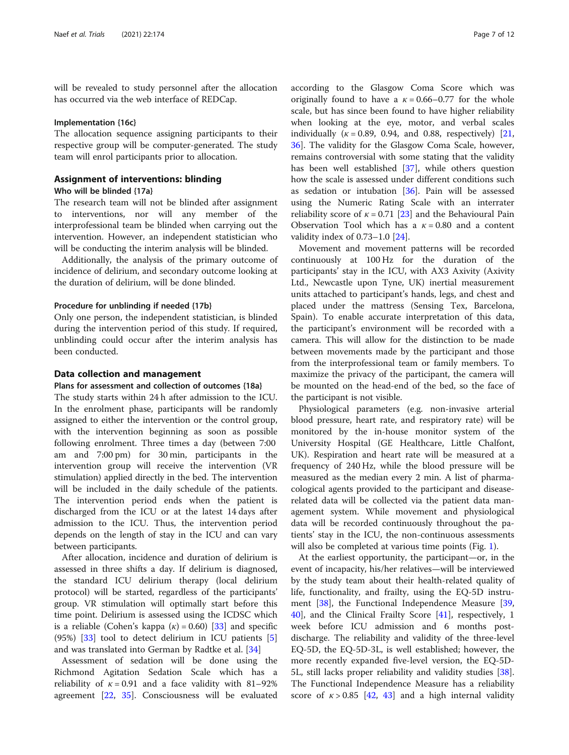will be revealed to study personnel after the allocation has occurred via the web interface of REDCap.

#### Implementation {16c}

The allocation sequence assigning participants to their respective group will be computer-generated. The study team will enrol participants prior to allocation.

### Assignment of interventions: blinding

#### Who will be blinded {17a}

The research team will not be blinded after assignment to interventions, nor will any member of the interprofessional team be blinded when carrying out the intervention. However, an independent statistician who will be conducting the interim analysis will be blinded.

Additionally, the analysis of the primary outcome of incidence of delirium, and secondary outcome looking at the duration of delirium, will be done blinded.

#### Procedure for unblinding if needed {17b}

Only one person, the independent statistician, is blinded during the intervention period of this study. If required, unblinding could occur after the interim analysis has been conducted.

### Data collection and management

#### Plans for assessment and collection of outcomes {18a}

The study starts within 24 h after admission to the ICU. In the enrolment phase, participants will be randomly assigned to either the intervention or the control group, with the intervention beginning as soon as possible following enrolment. Three times a day (between 7:00 am and 7:00 pm) for 30 min, participants in the intervention group will receive the intervention (VR stimulation) applied directly in the bed. The intervention will be included in the daily schedule of the patients. The intervention period ends when the patient is discharged from the ICU or at the latest 14 days after admission to the ICU. Thus, the intervention period depends on the length of stay in the ICU and can vary between participants.

After allocation, incidence and duration of delirium is assessed in three shifts a day. If delirium is diagnosed, the standard ICU delirium therapy (local delirium protocol) will be started, regardless of the participants' group. VR stimulation will optimally start before this time point. Delirium is assessed using the ICDSC which is a reliable (Cohen's kappa ($\kappa$) = 0.60) [33] and specific (95%) [33] tool to detect delirium in ICU patients [5] and was translated into German by Radtke et al. [34]

Assessment of sedation will be done using the Richmond Agitation Sedation Scale which has a reliability of $\kappa = 0.91$ and a face validity with 81–92% agreement [22, 35]. Consciousness will be evaluated according to the Glasgow Coma Score which was originally found to have a $\kappa = 0.66–0.77$ for the whole scale, but has since been found to have higher reliability when looking at the eye, motor, and verbal scales individually ($\kappa = 0.89$, 0.94, and 0.88, respectively) [21, 36]. The validity for the Glasgow Coma Scale, however, remains controversial with some stating that the validity has been well established [37], while others question how the scale is assessed under different conditions such as sedation or intubation [36]. Pain will be assessed using the Numeric Rating Scale with an interrater reliability score of $\kappa = 0.71$ [23] and the Behavioural Pain Observation Tool which has a $\kappa = 0.80$ and a content validity index of 0.73–1.0 [24].

Movement and movement patterns will be recorded continuously at 100 Hz for the duration of the participants' stay in the ICU, with AX3 Axivity (Axivity Ltd., Newcastle upon Tyne, UK) inertial measurement units attached to participant's hands, legs, and chest and placed under the mattress (Sensing Tex, Barcelona, Spain). To enable accurate interpretation of this data, the participant's environment will be recorded with a camera. This will allow for the distinction to be made between movements made by the participant and those from the interprofessional team or family members. To maximize the privacy of the participant, the camera will be mounted on the head-end of the bed, so the face of the participant is not visible.

Physiological parameters (e.g. non-invasive arterial blood pressure, heart rate, and respiratory rate) will be monitored by the in-house monitor system of the University Hospital (GE Healthcare, Little Chalfont, UK). Respiration and heart rate will be measured at a frequency of 240 Hz, while the blood pressure will be measured as the median every 2 min. A list of pharmacological agents provided to the participant and disease-related data will be collected via the patient data management system. While movement and physiological data will be recorded continuously throughout the patients' stay in the ICU, the non-continuous assessments will also be completed at various time points (Fig. 1).

At the earliest opportunity, the participant—or, in the event of incapacity, his/her relatives—will be interviewed by the study team about their health-related quality of life, functionality, and frailty, using the EQ-5D instrument [38], the Functional Independence Measure [39, 40], and the Clinical Frailty Score [41], respectively, 1 week before ICU admission and 6 months post-discharge. The reliability and validity of the three-level EQ-5D, the EQ-5D-3L, is well established; however, the more recently expanded five-level version, the EQ-5D-5L, still lacks proper reliability and validity studies [38]. The Functional Independence Measure has a reliability score of $\kappa > 0.85$ [42, 43] and a high internal validity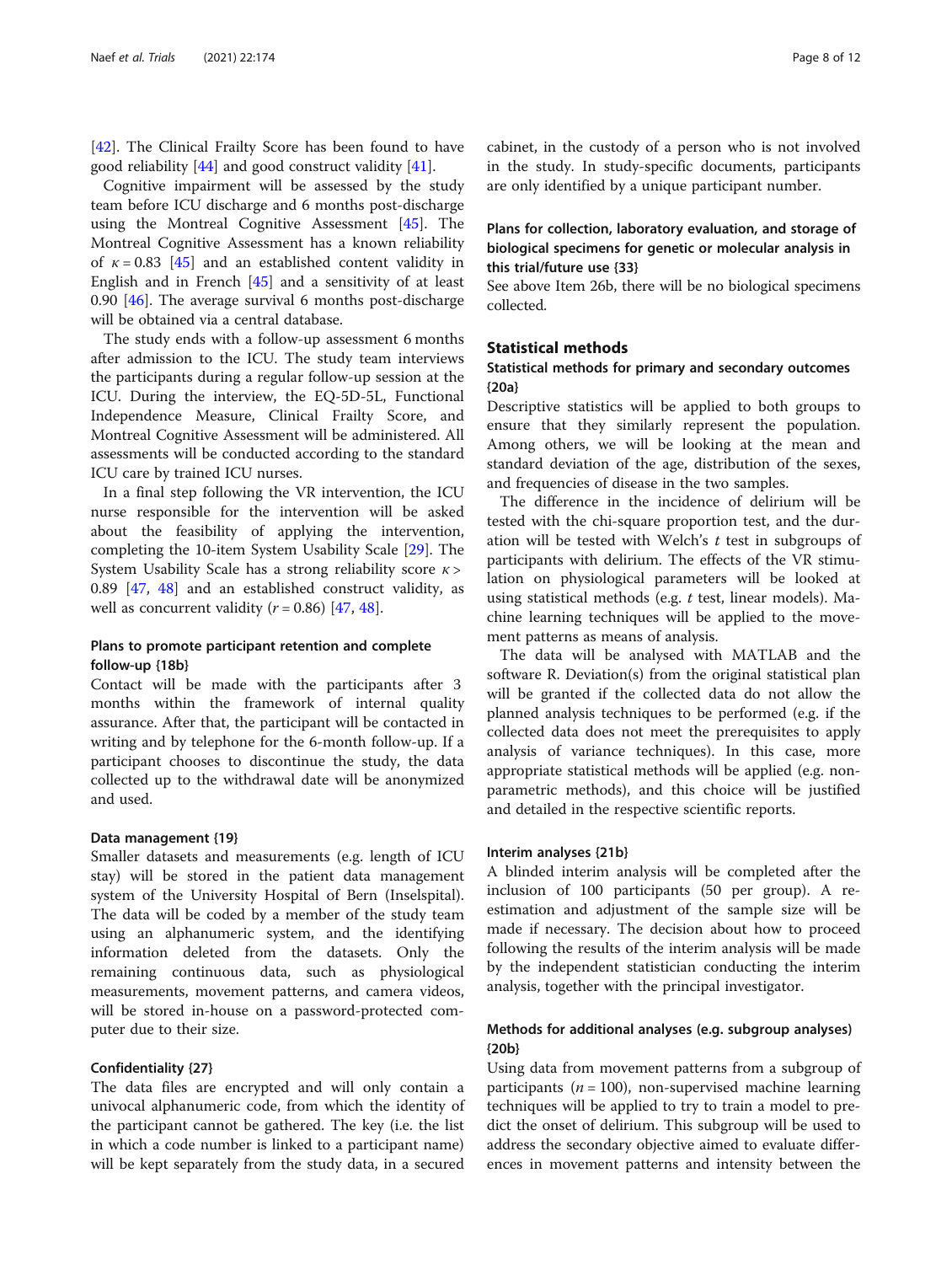[42]. The Clinical Frailty Score has been found to have good reliability [44] and good construct validity [41].

Cognitive impairment will be assessed by the study team before ICU discharge and 6 months post-discharge using the Montreal Cognitive Assessment [45]. The Montreal Cognitive Assessment has a known reliability of $\kappa = 0.83$ [45] and an established content validity in English and in French [45] and a sensitivity of at least 0.90 [46]. The average survival 6 months post-discharge will be obtained via a central database.

The study ends with a follow-up assessment 6 months after admission to the ICU. The study team interviews the participants during a regular follow-up session at the ICU. During the interview, the EQ-5D-5L, Functional Independence Measure, Clinical Frailty Score, and Montreal Cognitive Assessment will be administered. All assessments will be conducted according to the standard ICU care by trained ICU nurses.

In a final step following the VR intervention, the ICU nurse responsible for the intervention will be asked about the feasibility of applying the intervention, completing the 10-item System Usability Scale [29]. The System Usability Scale has a strong reliability score $\kappa > 0.89$ [47, 48] and an established construct validity, as well as concurrent validity ($r = 0.86$) [47, 48].

### Plans to promote participant retention and complete follow-up {18b}

Contact will be made with the participants after 3 months within the framework of internal quality assurance. After that, the participant will be contacted in writing and by telephone for the 6-month follow-up. If a participant chooses to discontinue the study, the data collected up to the withdrawal date will be anonymized and used.

### Data management {19}

Smaller datasets and measurements (e.g. length of ICU stay) will be stored in the patient data management system of the University Hospital of Bern (Inselspital). The data will be coded by a member of the study team using an alphanumeric system, and the identifying information deleted from the datasets. Only the remaining continuous data, such as physiological measurements, movement patterns, and camera videos, will be stored in-house on a password-protected computer due to their size.

### Confidentiality {27}

The data files are encrypted and will only contain a univocal alphanumeric code, from which the identity of the participant cannot be gathered. The key (i.e. the list in which a code number is linked to a participant name) will be kept separately from the study data, in a secured cabinet, in the custody of a person who is not involved in the study. In study-specific documents, participants are only identified by a unique participant number.

### Plans for collection, laboratory evaluation, and storage of biological specimens for genetic or molecular analysis in this trial/future use {33}

See above Item 26b, there will be no biological specimens collected.

## Statistical methods

### Statistical methods for primary and secondary outcomes {20a}

Descriptive statistics will be applied to both groups to ensure that they similarly represent the population. Among others, we will be looking at the mean and standard deviation of the age, distribution of the sexes, and frequencies of disease in the two samples.

The difference in the incidence of delirium will be tested with the chi-square proportion test, and the duration will be tested with Welch's *t* test in subgroups of participants with delirium. The effects of the VR stimulation on physiological parameters will be looked at using statistical methods (e.g. *t* test, linear models). Machine learning techniques will be applied to the movement patterns as means of analysis.

The data will be analysed with MATLAB and the software R. Deviation(s) from the original statistical plan will be granted if the collected data do not allow the planned analysis techniques to be performed (e.g. if the collected data does not meet the prerequisites to apply analysis of variance techniques). In this case, more appropriate statistical methods will be applied (e.g. non-parametric methods), and this choice will be justified and detailed in the respective scientific reports.

### Interim analyses {21b}

A blinded interim analysis will be completed after the inclusion of 100 participants (50 per group). A re-estimation and adjustment of the sample size will be made if necessary. The decision about how to proceed following the results of the interim analysis will be made by the independent statistician conducting the interim analysis, together with the principal investigator.

### Methods for additional analyses (e.g. subgroup analyses) {20b}

Using data from movement patterns from a subgroup of participants ($n = 100$), non-supervised machine learning techniques will be applied to try to train a model to predict the onset of delirium. This subgroup will be used to address the secondary objective aimed to evaluate differences in movement patterns and intensity between the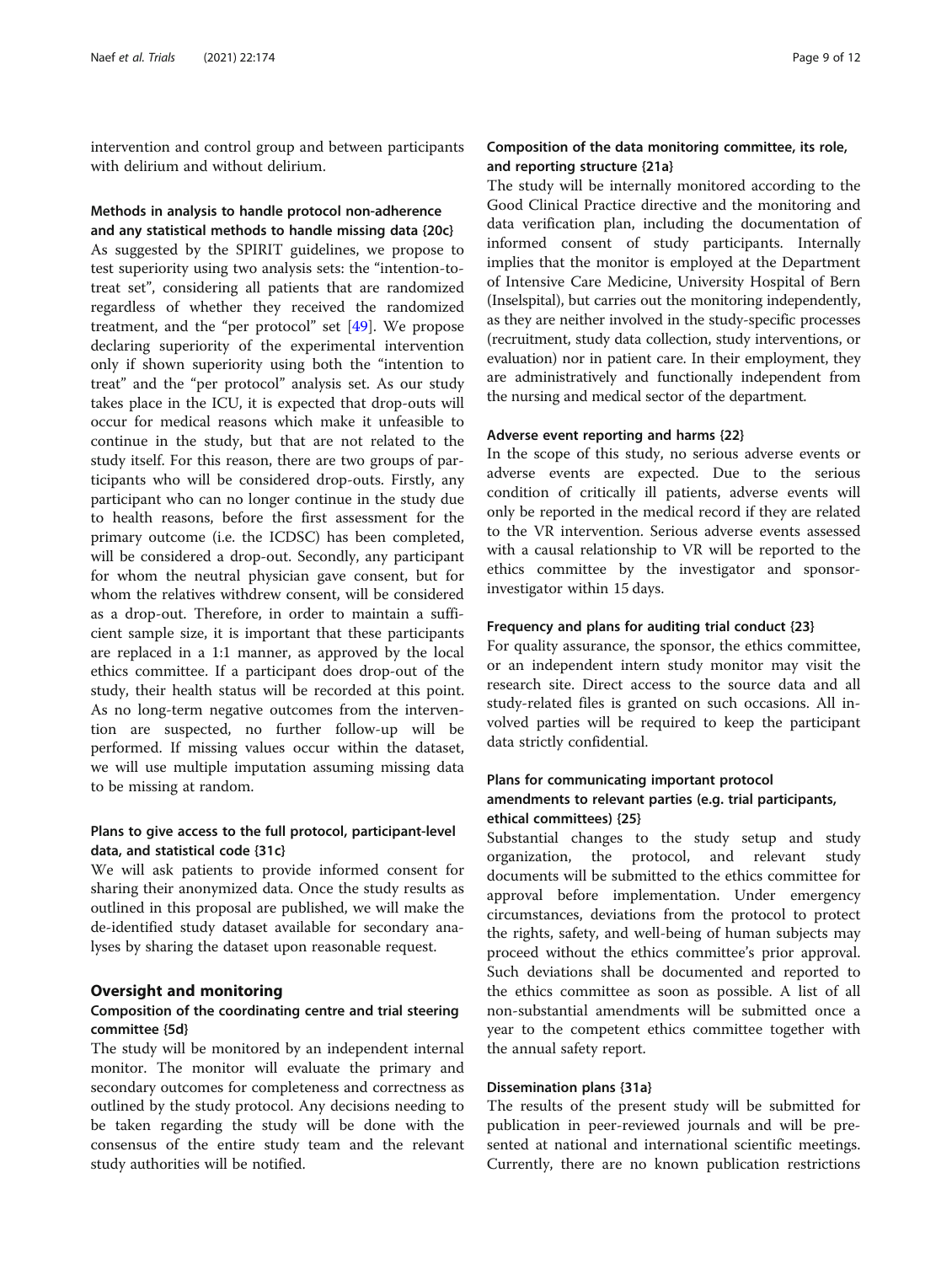intervention and control group and between participants with delirium and without delirium.

### Methods in analysis to handle protocol non-adherence and any statistical methods to handle missing data {20c}

As suggested by the SPIRIT guidelines, we propose to test superiority using two analysis sets: the "intention-to-treat set", considering all patients that are randomized regardless of whether they received the randomized treatment, and the "per protocol" set [49]. We propose declaring superiority of the experimental intervention only if shown superiority using both the "intention to treat" and the "per protocol" analysis set. As our study takes place in the ICU, it is expected that drop-outs will occur for medical reasons which make it unfeasible to continue in the study, but that are not related to the study itself. For this reason, there are two groups of participants who will be considered drop-outs. Firstly, any participant who can no longer continue in the study due to health reasons, before the first assessment for the primary outcome (i.e. the ICDSC) has been completed, will be considered a drop-out. Secondly, any participant for whom the neutral physician gave consent, but for whom the relatives withdrew consent, will be considered as a drop-out. Therefore, in order to maintain a sufficient sample size, it is important that these participants are replaced in a 1:1 manner, as approved by the local ethics committee. If a participant does drop-out of the study, their health status will be recorded at this point. As no long-term negative outcomes from the intervention are suspected, no further follow-up will be performed. If missing values occur within the dataset, we will use multiple imputation assuming missing data to be missing at random.

### Plans to give access to the full protocol, participant-level data, and statistical code {31c}

We will ask patients to provide informed consent for sharing their anonymized data. Once the study results as outlined in this proposal are published, we will make the de-identified study dataset available for secondary analyses by sharing the dataset upon reasonable request.

## Oversight and monitoring

### Composition of the coordinating centre and trial steering committee {5d}

The study will be monitored by an independent internal monitor. The monitor will evaluate the primary and secondary outcomes for completeness and correctness as outlined by the study protocol. Any decisions needing to be taken regarding the study will be done with the consensus of the entire study team and the relevant study authorities will be notified.

### Composition of the data monitoring committee, its role, and reporting structure {21a}

The study will be internally monitored according to the Good Clinical Practice directive and the monitoring and data verification plan, including the documentation of informed consent of study participants. Internally implies that the monitor is employed at the Department of Intensive Care Medicine, University Hospital of Bern (Inselspital), but carries out the monitoring independently, as they are neither involved in the study-specific processes (recruitment, study data collection, study interventions, or evaluation) nor in patient care. In their employment, they are administratively and functionally independent from the nursing and medical sector of the department.

### Adverse event reporting and harms {22}

In the scope of this study, no serious adverse events or adverse events are expected. Due to the serious condition of critically ill patients, adverse events will only be reported in the medical record if they are related to the VR intervention. Serious adverse events assessed with a causal relationship to VR will be reported to the ethics committee by the investigator and sponsor-investigator within 15 days.

### Frequency and plans for auditing trial conduct {23}

For quality assurance, the sponsor, the ethics committee, or an independent intern study monitor may visit the research site. Direct access to the source data and all study-related files is granted on such occasions. All involved parties will be required to keep the participant data strictly confidential.

### Plans for communicating important protocol amendments to relevant parties (e.g. trial participants, ethical committees) {25}

Substantial changes to the study setup and study organization, the protocol, and relevant study documents will be submitted to the ethics committee for approval before implementation. Under emergency circumstances, deviations from the protocol to protect the rights, safety, and well-being of human subjects may proceed without the ethics committee's prior approval. Such deviations shall be documented and reported to the ethics committee as soon as possible. A list of all non-substantial amendments will be submitted once a year to the competent ethics committee together with the annual safety report.

### Dissemination plans {31a}

The results of the present study will be submitted for publication in peer-reviewed journals and will be presented at national and international scientific meetings. Currently, there are no known publication restrictions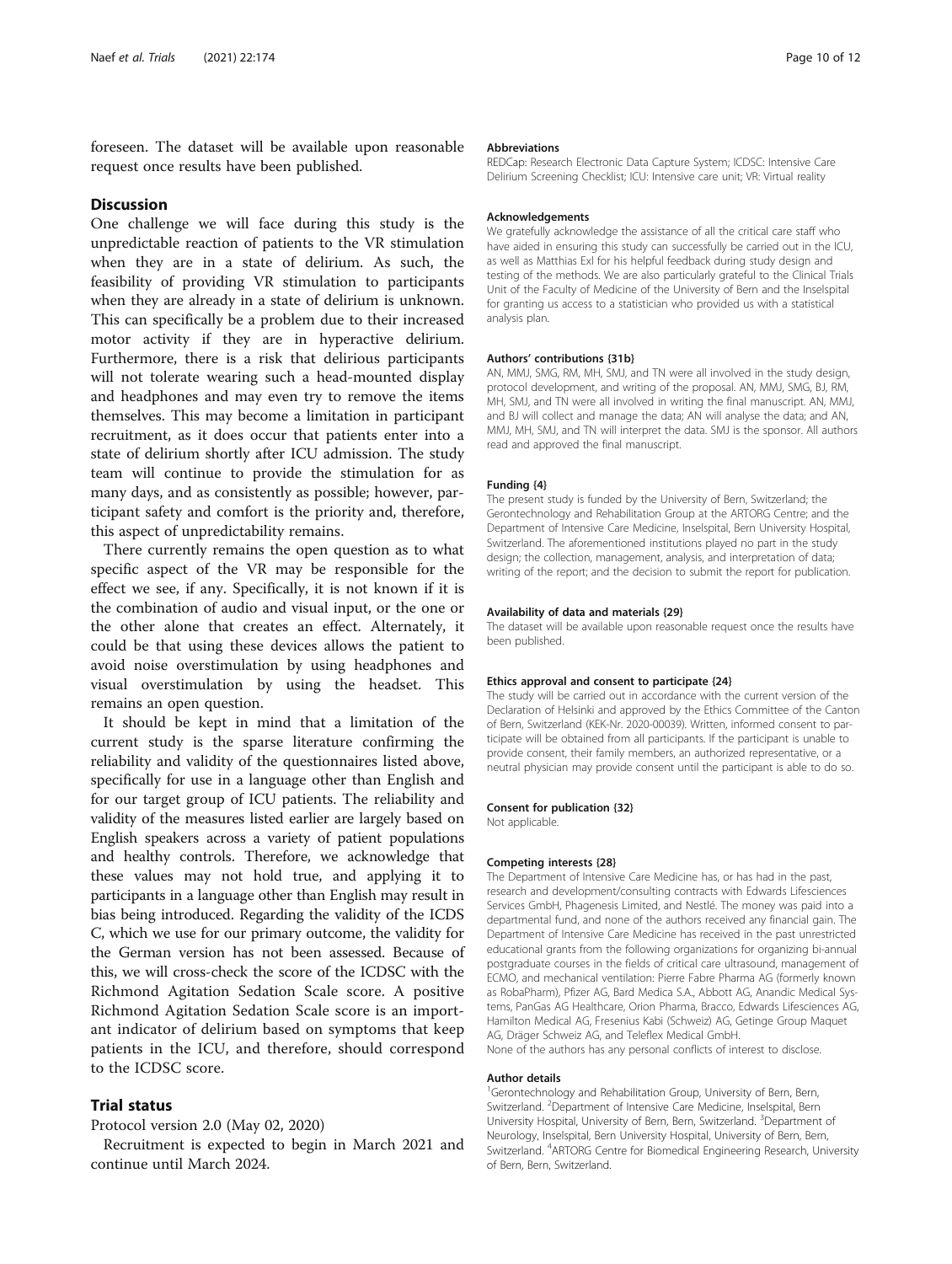foreseen. The dataset will be available upon reasonable request once results have been published.

## Discussion

One challenge we will face during this study is the unpredictable reaction of patients to the VR stimulation when they are in a state of delirium. As such, the feasibility of providing VR stimulation to participants when they are already in a state of delirium is unknown. This can specifically be a problem due to their increased motor activity if they are in hyperactive delirium. Furthermore, there is a risk that delirious participants will not tolerate wearing such a head-mounted display and headphones and may even try to remove the items themselves. This may become a limitation in participant recruitment, as it does occur that patients enter into a state of delirium shortly after ICU admission. The study team will continue to provide the stimulation for as many days, and as consistently as possible; however, participant safety and comfort is the priority and, therefore, this aspect of unpredictability remains.

There currently remains the open question as to what specific aspect of the VR may be responsible for the effect we see, if any. Specifically, it is not known if it is the combination of audio and visual input, or the one or the other alone that creates an effect. Alternately, it could be that using these devices allows the patient to avoid noise overstimulation by using headphones and visual overstimulation by using the headset. This remains an open question.

It should be kept in mind that a limitation of the current study is the sparse literature confirming the reliability and validity of the questionnaires listed above, specifically for use in a language other than English and for our target group of ICU patients. The reliability and validity of the measures listed earlier are largely based on English speakers across a variety of patient populations and healthy controls. Therefore, we acknowledge that these values may not hold true, and applying it to participants in a language other than English may result in bias being introduced. Regarding the validity of the ICDSC, which we use for our primary outcome, the validity for the German version has not been assessed. Because of this, we will cross-check the score of the ICDSC with the Richmond Agitation Sedation Scale score. A positive Richmond Agitation Sedation Scale score is an important indicator of delirium based on symptoms that keep patients in the ICU, and therefore, should correspond to the ICDSC score.

## Trial status

Protocol version 2.0 (May 02, 2020)

Recruitment is expected to begin in March 2021 and continue until March 2024.

### Abbreviations

REDCap: Research Electronic Data Capture System; ICDSC: Intensive Care Delirium Screening Checklist; ICU: Intensive care unit; VR: Virtual reality

### Acknowledgements

We gratefully acknowledge the assistance of all the critical care staff who have aided in ensuring this study can successfully be carried out in the ICU, as well as Matthias Exl for his helpful feedback during study design and testing of the methods. We are also particularly grateful to the Clinical Trials Unit of the Faculty of Medicine of the University of Bern and the Inselspital for granting us access to a statistician who provided us with a statistical analysis plan.

### Authors' contributions {31b}

AN, MMJ, SMG, RM, MH, SMJ, and TN were all involved in the study design, protocol development, and writing of the proposal. AN, MMJ, SMG, BJ, RM, MH, SMJ, and TN were all involved in writing the final manuscript. AN, MMJ, and BJ will collect and manage the data; AN will analyse the data; and AN, MMJ, MH, SMJ, and TN will interpret the data. SMJ is the sponsor. All authors read and approved the final manuscript.

### Funding {4}

The present study is funded by the University of Bern, Switzerland; the Gerontechnology and Rehabilitation Group at the ARTORG Centre; and the Department of Intensive Care Medicine, Inselspital, Bern University Hospital, Switzerland. The aforementioned institutions played no part in the study design; the collection, management, analysis, and interpretation of data; writing of the report; and the decision to submit the report for publication.

### Availability of data and materials {29}

The dataset will be available upon reasonable request once the results have been published.

### Ethics approval and consent to participate {24}

The study will be carried out in accordance with the current version of the Declaration of Helsinki and approved by the Ethics Committee of the Canton of Bern, Switzerland (KEK-Nr. 2020-00039). Written, informed consent to participate will be obtained from all participants. If the participant is unable to provide consent, their family members, an authorized representative, or a neutral physician may provide consent until the participant is able to do so.

### Consent for publication {32}

Not applicable.

### Competing interests {28}

The Department of Intensive Care Medicine has, or has had in the past, research and development/consulting contracts with Edwards Lifesciences Services GmbH, Phagenesis Limited, and Nestlé. The money was paid into a departmental fund, and none of the authors received any financial gain. The Department of Intensive Care Medicine has received in the past unrestricted educational grants from the following organizations for organizing bi-annual postgraduate courses in the fields of critical care ultrasound, management of ECMO, and mechanical ventilation: Pierre Fabre Pharma AG (formerly known as RobaPharm), Pfizer AG, Bard Medica S.A., Abbott AG, Anandic Medical Systems, PanGas AG Healthcare, Orion Pharma, Bracco, Edwards Lifesciences AG, Hamilton Medical AG, Fresenius Kabi (Schweiz) AG, Getinge Group Maquet AG, Dräger Schweiz AG, and Teleflex Medical GmbH.

None of the authors has any personal conflicts of interest to disclose.

### Author details

[1]Gerontechnology and Rehabilitation Group, University of Bern, Bern, Switzerland. [2]Department of Intensive Care Medicine, Inselspital, Bern University Hospital, University of Bern, Bern, Switzerland. [3]Department of Neurology, Inselspital, Bern University Hospital, University of Bern, Bern, Switzerland. [4]ARTORG Centre for Biomedical Engineering Research, University of Bern, Bern, Switzerland.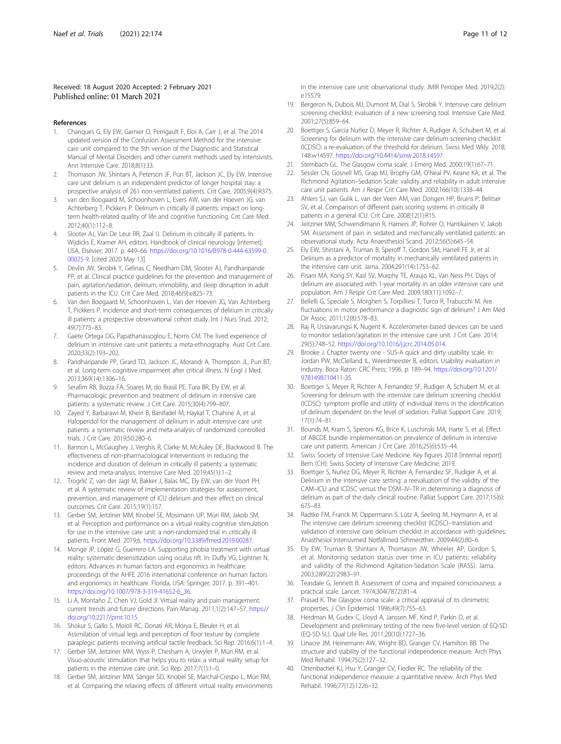Received: 18 August 2020 Accepted: 2 February 2021
Published online: 01 March 2021

## References

1. Chanques G, Ely EW, Garnier O, Perrigault F, Eloi A, Carr J, et al. The 2014 updated version of the Confusion Assessment Method for the intensive care unit compared to the 5th version of the Diagnostic and Statistical Manual of Mental Disorders and other current methods used by intensivists. Ann Intensive Care. 2018;8(1):33.
2. Thomason JW, Shintani A, Peterson JF, Pun BT, Jackson JC, Ely EW. Intensive care unit delirium is an independent predictor of longer hospital stay: a prospective analysis of 261 non-ventilated patients. Crit Care. 2005;9(4):R375.
3. van den Boogaard M, Schoonhoven L, Evers AW, van der Hoeven JG, van Achterberg T, Pickkers P. Delirium in critically ill patients: impact on long-term health-related quality of life and cognitive functioning. Crit Care Med. 2012;40(1):112–8.
4. Slooter AJ, Van De Leur RR, Zaal IJ. Delirium in critically ill patients. In: Wijdicks E, Kramer AH, editors. Handbook of clinical neurology [internet]: USA, Elsevier; 2017. p. 449–66. https://doi.org/10.1016/B978-0-444-63599-0.00025-9. [cited 2020 May 13].
5. Devlin JW, Skrobik Y, Gélinas C, Needham DM, Slooter AJ, Pandharipande PP, et al. Clinical practice guidelines for the prevention and management of pain, agitation/sedation, delirium, immobility, and sleep disruption in adult patients in the ICU. Crit Care Med. 2018;46(9):e825–73.
6. Van den Boogaard M, Schoonhoven L, Van der Hoeven JG, Van Achterberg T, Pickkers P. Incidence and short-term consequences of delirium in critically ill patients: a prospective observational cohort study. Int J Nurs Stud. 2012;49(7):775–83.
7. Gaete Ortega DG, Papathanassoglou E, Norris CM. The lived experience of delirium in intensive care unit patients: a meta-ethnography. Aust Crit Care. 2020;33(2):193–202.
8. Pandharipande PP, Girard TD, Jackson JC, Morandi A, Thompson JL, Pun BT, et al. Long-term cognitive impairment after critical illness. N Engl J Med. 2013;369(14):1306–16.
9. Serafim RB, Bozza FA, Soares M, do Brasil PE, Tura BR, Ely EW, et al. Pharmacologic prevention and treatment of delirium in intensive care patients: a systematic review. J Crit Care. 2015;30(4):799–807.
10. Zayed Y, Barbarawi M, Kheiri B, Banifadel M, Haykal T, Chahine A, et al. Haloperidol for the management of delirium in adult intensive care unit patients: a systematic review and meta-analysis of randomized controlled trials. J Crit Care. 2019;50:280–6.
11. Bannon L, McGaughey J, Verghis R, Clarke M, McAuley DF, Blackwood B. The effectiveness of non-pharmacological interventions in reducing the incidence and duration of delirium in critically ill patients: a systematic review and meta-analysis. Intensive Care Med. 2019;45(1):1–2.
12. Trogrlić Z, van der Jagt M, Bakker J, Balas MC, Ely EW, van der Voort PH, et al. A systematic review of implementation strategies for assessment, prevention, and management of ICU delirium and their effect on clinical outcomes. Crit Care. 2015;19(1):157.
13. Gerber SM, Jeitziner MM, Knobel SE, Mosimann UP, Müri RM, Jakob SM, et al. Perception and performance on a virtual reality cognitive stimulation for use in the intensive care unit: a non-randomized trial in critically ill patients. Front Med. 2019;6. https://doi.org/10.3389/fmed.2019.00287.
14. Monge JP, López G, Guerrero LA. Supporting phobia treatment with virtual reality: systematic desensitization using oculus rift. In: Duffy VG, Lightner N, editors. Advances in human factors and ergonomics in healthcare: proceedings of the AHFE 2016 international conference on human factors and ergonomics in healthcare. Florida, USA: Springer; 2017. p. 391–401. https://doi.org/10.1007/978-3-319-41652-6_36.
15. Li A, Montaño Z, Chen VJ, Gold JI. Virtual reality and pain management: current trends and future directions. Pain Manag. 2011;1(2):147–57. https://doi.org/10.2217/pmt.10.15.
16. Shokur S, Gallo S, Moioli RC, Donati AR, Morya E, Bleuler H, et al. Assimilation of virtual legs and perception of floor texture by complete paraplegic patients receiving artificial tactile feedback. Sci Rep. 2016;6(1):1–4.
17. Gerber SM, Jeitziner MM, Wyss P, Chesham A, Urwyler P, Müri RM, et al. Visuo-acoustic stimulation that helps you to relax: a virtual reality setup for patients in the intensive care unit. Sci Rep. 2017;7(1):1–0.
18. Gerber SM, Jeitziner MM, Sänger SD, Knobel SE, Marchal-Crespo L, Müri RM, et al. Comparing the relaxing effects of different virtual reality environments in the intensive care unit: observational study. JMIR Perioper Med. 2019;2(2):e15579.
19. Bergeron N, Dubois MJ, Dumont M, Dial S, Skrobik Y. Intensive care delirium screening checklist: evaluation of a new screening tool. Intensive Care Med. 2001;27(5):859–64.
20. Boettger S, Garcia Nuñez D, Meyer R, Richter A, Rudiger A, Schubert M, et al. Screening for delirium with the intensive care delirium screening checklist (ICDSC): a re-evaluation of the threshold for delirium. Swiss Med Wkly. 2018;148:w14597. https://doi.org/10.4414/smw.2018.14597.
21. Sternbach GL. The Glasgow coma scale. J Emerg Med. 2000;19(1):67–71.
22. Sessler CN, Gosnell MS, Grap MJ, Brophy GM, O'Neal PV, Keane KA, et al. The Richmond Agitation–Sedation Scale: validity and reliability in adult intensive care unit patients. Am J Respir Crit Care Med. 2002;166(10):1338–44.
23. Ahlers SJ, van Gulik L, van der Veen AM, van Dongen HP, Bruins P, Belitser SV, et al. Comparison of different pain scoring systems in critically ill patients in a general ICU. Crit Care. 2008;12(1):R15.
24. Jeitziner MM, Schwendimann R, Hamers JP, Rohrer O, Hantikainen V, Jakob SM. Assessment of pain in sedated and mechanically ventilated patients: an observational study. Acta Anaesthesiol Scand. 2012;56(5):645–54.
25. Ely EW, Shintani A, Truman B, Speroff T, Gordon SM, Harrell FE Jr, et al. Delirium as a predictor of mortality in mechanically ventilated patients in the intensive care unit. Jama. 2004;291(14):1753–62.
26. Pisani MA, Kong SY, Kasl SV, Murphy TE, Araujo KL, Van Ness PH. Days of delirium are associated with 1-year mortality in an older intensive care unit population. Am J Respir Crit Care Med. 2009;180(11):1092–7.
27. Bellelli G, Speciale S, Morghen S, Torpilliesi T, Turco R, Trabucchi M. Are fluctuations in motor performance a diagnostic sign of delirium? J Am Med Dir Assoc. 2011;12(8):578–83.
28. Raj R, Ussavarungsi K, Nugent K. Accelerometer-based devices can be used to monitor sedation/agitation in the intensive care unit. J Crit Care. 2014;29(5):748–52. https://doi.org/10.1016/j.jcrc.2014.05.014.
29. Brooke J. Chapter twenty one - SUS-A quick and dirty usability scale. In: Jordan PW, McClelland IL, Weerdmeester B, editors. Usability evaluation in industry. Boca Raton: CRC Press; 1996. p. 189–94. https://doi.org/10.1201/9781498710411-35.
30. Boettger S, Meyer R, Richter A, Fernandez SF, Rudiger A, Schubert M, et al. Screening for delirium with the intensive care delirium screening checklist (ICDSC): symptom profile and utility of individual items in the identification of delirium dependent on the level of sedation. Palliat Support Care. 2019;17(1):74–81.
31. Bounds M, Kram S, Speroni KG, Brice K, Luschinski MA, Harte S, et al. Effect of ABCDE bundle implementation on prevalence of delirium in intensive care unit patients. American J Crit Care. 2016;25(6):535–44.
32. Swiss Society of Intensive Care Medicine. Key figures 2018 [internal report]. Bern (CH): Swiss Society of Intensive Care Medicine; 2019.
33. Boettger S, Nuñez DG, Meyer R, Richter A, Fernandez SF, Rudiger A, et al. Delirium in the intensive care setting: a reevaluation of the validity of the CAM–ICU and ICDSC versus the DSM–IV–TR in determining a diagnosis of delirium as part of the daily clinical routine. Palliat Support Care. 2017;15(6):675–83.
34. Radtke FM, Franck M, Oppermann S, Lütz A, Seeling M, Heymann A, et al. The intensive care delirium screening checklist (ICDSC)--translation and validation of intensive care delirium checklist in accordance with guidelines. Anasthesiol Intensivmed Notfallmed Schmerzther. 2009;44(2):80–6.
35. Ely EW, Truman B, Shintani A, Thomason JW, Wheeler AP, Gordon S, et al. Monitoring sedation status over time in ICU patients: reliability and validity of the Richmond Agitation-Sedation Scale (RASS). Jama. 2003;289(22):2983–91.
36. Teasdale G, Jennett B. Assessment of coma and impaired consciousness: a practical scale. Lancet. 1974;304(7872):81–4.
37. Prasad K. The Glasgow coma scale: a critical appraisal of its clinimetric properties. J Clin Epidemiol. 1996;49(7):755–63.
38. Herdman M, Gudex C, Lloyd A, Janssen MF, Kind P, Parkin D, et al. Development and preliminary testing of the new five-level version of EQ-5D (EQ-5D-5L). Qual Life Res. 2011;20(10):1727–36.
39. Linacre JM, Heinemann AW, Wright BD, Granger CV, Hamilton BB. The structure and stability of the functional independence measure. Arch Phys Med Rehabil. 1994;75(2):127–32.
40. Ottenbacher KJ, Hsu Y, Granger CV, Fiedler RC. The reliability of the functional independence measure: a quantitative review. Arch Phys Med Rehabil. 1996;77(12):1226–32.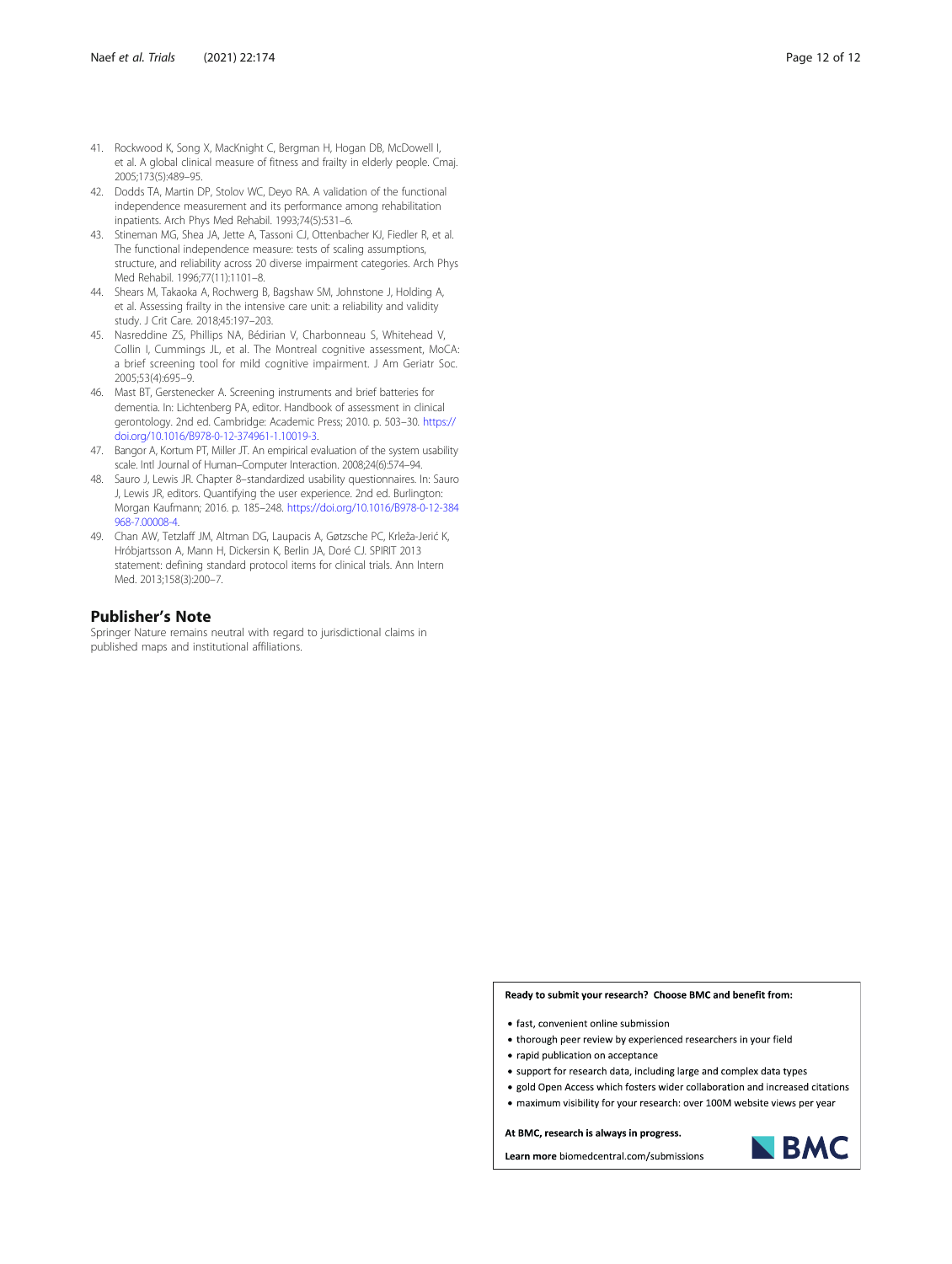41. Rockwood K, Song X, MacKnight C, Bergman H, Hogan DB, McDowell I, et al. A global clinical measure of fitness and frailty in elderly people. Cmaj. 2005;173(5):489–95.
42. Dodds TA, Martin DP, Stolov WC, Deyo RA. A validation of the functional independence measurement and its performance among rehabilitation inpatients. Arch Phys Med Rehabil. 1993;74(5):531–6.
43. Stineman MG, Shea JA, Jette A, Tassoni CJ, Ottenbacher KJ, Fiedler R, et al. The functional independence measure: tests of scaling assumptions, structure, and reliability across 20 diverse impairment categories. Arch Phys Med Rehabil. 1996;77(11):1101–8.
44. Shears M, Takaoka A, Rochwerg B, Bagshaw SM, Johnstone J, Holding A, et al. Assessing frailty in the intensive care unit: a reliability and validity study. J Crit Care. 2018;45:197–203.
45. Nasreddine ZS, Phillips NA, Bédirian V, Charbonneau S, Whitehead V, Collin I, Cummings JL, et al. The Montreal cognitive assessment, MoCA: a brief screening tool for mild cognitive impairment. J Am Geriatr Soc. 2005;53(4):695–9.
46. Mast BT, Gerstenecker A. Screening instruments and brief batteries for dementia. In: Lichtenberg PA, editor. Handbook of assessment in clinical gerontology. 2nd ed. Cambridge: Academic Press; 2010. p. 503–30. https://doi.org/10.1016/B978-0-12-374961-1.10019-3.
47. Bangor A, Kortum PT, Miller JT. An empirical evaluation of the system usability scale. Intl Journal of Human–Computer Interaction. 2008;24(6):574–94.
48. Sauro J, Lewis JR. Chapter 8–standardized usability questionnaires. In: Sauro J, Lewis JR, editors. Quantifying the user experience. 2nd ed. Burlington: Morgan Kaufmann; 2016. p. 185–248. https://doi.org/10.1016/B978-0-12-384968-7.00008-4.
49. Chan AW, Tetzlaff JM, Altman DG, Laupacis A, Gøtzsche PC, Krleža-Jerić K, Hróbjartsson A, Mann H, Dickersin K, Berlin JA, Doré CJ. SPIRIT 2013 statement: defining standard protocol items for clinical trials. Ann Intern Med. 2013;158(3):200–7.

## Publisher's Note

Springer Nature remains neutral with regard to jurisdictional claims in published maps and institutional affiliations.

**Ready to submit your research? Choose BMC and benefit from:**

- fast, convenient online submission
- thorough peer review by experienced researchers in your field
- rapid publication on acceptance
- support for research data, including large and complex data types
- gold Open Access which fosters wider collaboration and increased citations
- maximum visibility for your research: over 100M website views per year

**At BMC, research is always in progress.**

**Learn more** biomedcentral.com/submissions

BMC